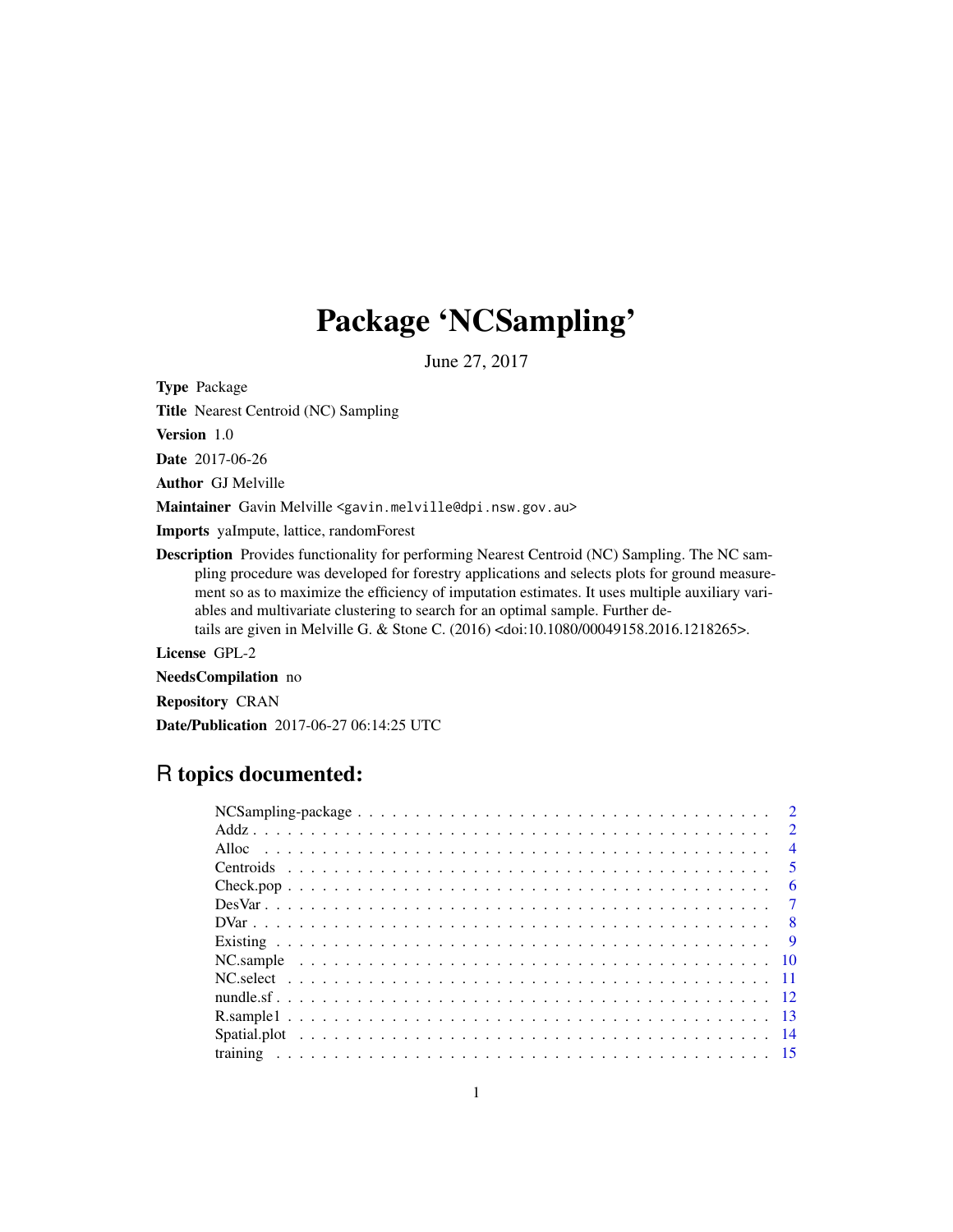# Package 'NCSampling'

June 27, 2017

**Type** Package

**Title** Nearest Centroid (NC) Sampling

**Version** 1.0

**Date** 2017-06-26

**Author** GJ Melville

**Maintainer** Gavin Melville <gavin.melville@dpi.nsw.gov.au>

**Imports** yaImpute, lattice, randomForest

**Description** Provides functionality for performing Nearest Centroid (NC) Sampling. The NC sampling procedure was developed for forestry applications and selects plots for ground measurement so as to maximize the efficiency of imputation estimates. It uses multiple auxiliary variables and multivariate clustering to search for an optimal sample. Further details are given in Melville G. & Stone C. (2016) <doi:10.1080/00049158.2016.1218265>.

**License** GPL-2

**NeedsCompilation** no

**Repository** CRAN

**Date/Publication** 2017-06-27 06:14:25 UTC

## R topics documented:

| | |
|---|---|
| NCSampling-package | 2 |
| Addz | 2 |
| Alloc | 4 |
| Centroids | 5 |
| Check.pop | 6 |
| DesVar | 7 |
| DVar | 8 |
| Existing | 9 |
| NC.sample | 10 |
| NC.select | 11 |
| nundle.sf | 12 |
| R.sample1 | 13 |
| Spatial.plot | 14 |
| training | 15 |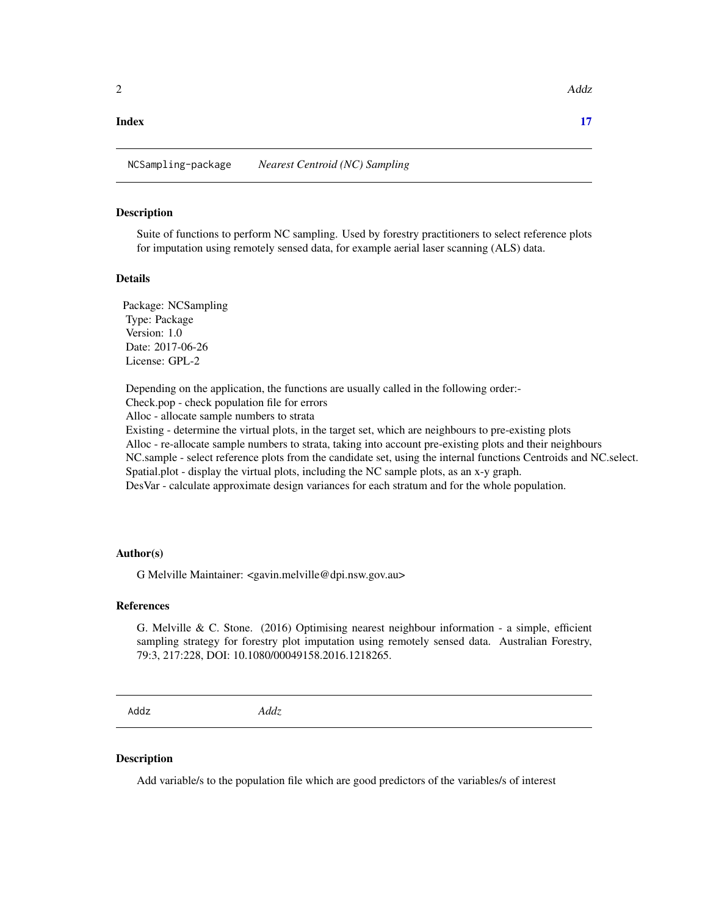**Index** 17

---

`NCSampling-package` *Nearest Centroid (NC) Sampling*

---

### Description

Suite of functions to perform NC sampling. Used by forestry practitioners to select reference plots for imputation using remotely sensed data, for example aerial laser scanning (ALS) data.

### Details

Package: NCSampling  
Type: Package  
Version: 1.0  
Date: 2017-06-26  
License: GPL-2

Depending on the application, the functions are usually called in the following order:-  
Check.pop - check population file for errors  
Alloc - allocate sample numbers to strata  
Existing - determine the virtual plots, in the target set, which are neighbours to pre-existing plots  
Alloc - re-allocate sample numbers to strata, taking into account pre-existing plots and their neighbours  
NC.sample - select reference plots from the candidate set, using the internal functions Centroids and NC.select.  
Spatial.plot - display the virtual plots, including the NC sample plots, as an x-y graph.  
DesVar - calculate approximate design variances for each stratum and for the whole population.

### Author(s)

G Melville Maintainer: <gavin.melville@dpi.nsw.gov.au>

### References

G. Melville & C. Stone. (2016) Optimising nearest neighbour information - a simple, efficient sampling strategy for forestry plot imputation using remotely sensed data. Australian Forestry, 79:3, 217:228, DOI: 10.1080/00049158.2016.1218265.

---

`Addz` *Addz*

---

### Description

Add variable/s to the population file which are good predictors of the variables/s of interest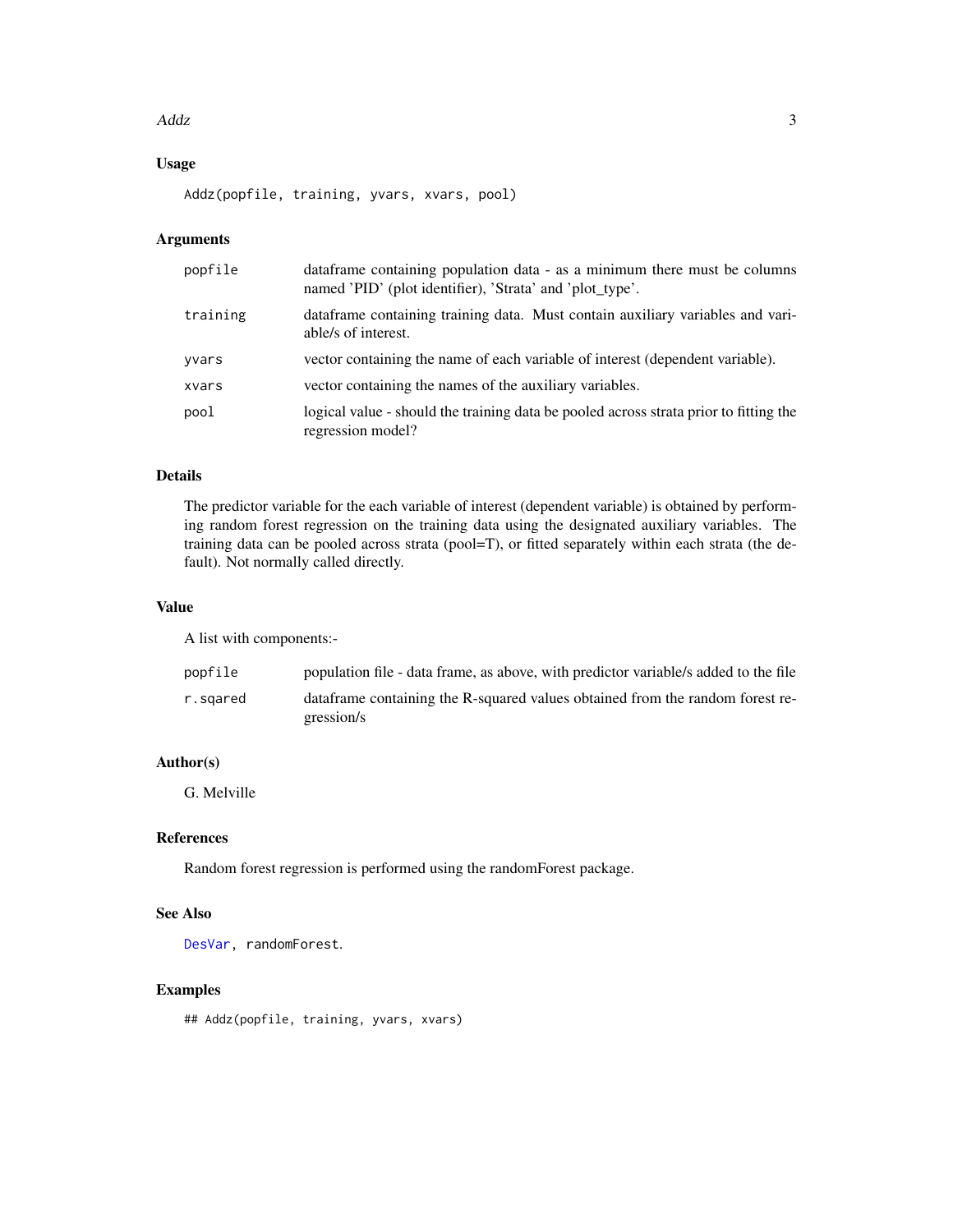## Usage

```
Addz(popfile, training, yvars, xvars, pool)
```

## Arguments

| | |
|---|---|
| popfile | dataframe containing population data - as a minimum there must be columns named 'PID' (plot identifier), 'Strata' and 'plot_type'. |
| training | dataframe containing training data. Must contain auxiliary variables and variable/s of interest. |
| yvars | vector containing the name of each variable of interest (dependent variable). |
| xvars | vector containing the names of the auxiliary variables. |
| pool | logical value - should the training data be pooled across strata prior to fitting the regression model? |

## Details

The predictor variable for the each variable of interest (dependent variable) is obtained by performing random forest regression on the training data using the designated auxiliary variables. The training data can be pooled across strata (pool=T), or fitted separately within each strata (the default). Not normally called directly.

## Value

A list with components:-

| | |
|---|---|
| popfile | population file - data frame, as above, with predictor variable/s added to the file |
| r.sqared | dataframe containing the R-squared values obtained from the random forest regression/s |

## Author(s)

G. Melville

## References

Random forest regression is performed using the randomForest package.

## See Also

DesVar, randomForest.

## Examples

```
## Addz(popfile, training, yvars, xvars)
```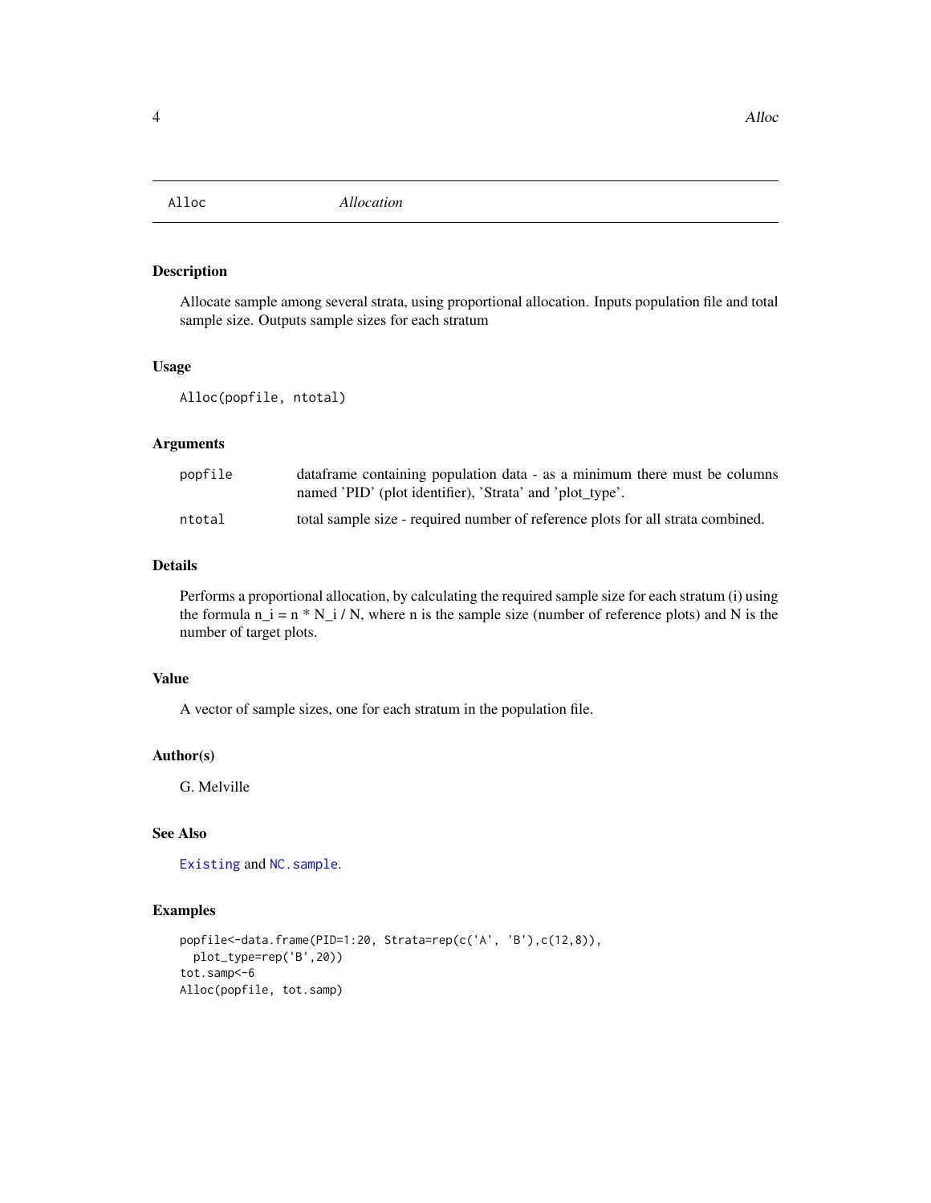# Alloc — *Allocation*

## Description

Allocate sample among several strata, using proportional allocation. Inputs population file and total sample size. Outputs sample sizes for each stratum

## Usage

```
Alloc(popfile, ntotal)
```

## Arguments

| | |
|---|---|
| `popfile` | dataframe containing population data - as a minimum there must be columns named 'PID' (plot identifier), 'Strata' and 'plot_type'. |
| `ntotal` | total sample size - required number of reference plots for all strata combined. |

## Details

Performs a proportional allocation, by calculating the required sample size for each stratum (i) using the formula n_i = n * N_i / N, where n is the sample size (number of reference plots) and N is the number of target plots.

## Value

A vector of sample sizes, one for each stratum in the population file.

## Author(s)

G. Melville

## See Also

`Existing` and `NC.sample`.

## Examples

```
popfile<-data.frame(PID=1:20, Strata=rep(c('A', 'B'),c(12,8)),
  plot_type=rep('B',20))
tot.samp<-6
Alloc(popfile, tot.samp)
```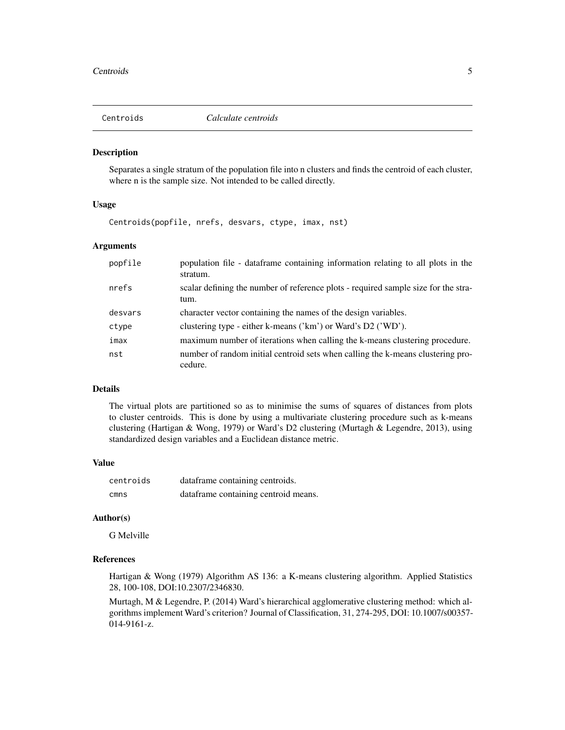## Centroids — *Calculate centroids*

### Description

Separates a single stratum of the population file into n clusters and finds the centroid of each cluster, where n is the sample size. Not intended to be called directly.

### Usage

```
Centroids(popfile, nrefs, desvars, ctype, imax, nst)
```

### Arguments

| | |
|---|---|
| popfile | population file - dataframe containing information relating to all plots in the stratum. |
| nrefs | scalar defining the number of reference plots - required sample size for the stratum. |
| desvars | character vector containing the names of the design variables. |
| ctype | clustering type - either k-means ('km') or Ward's D2 ('WD'). |
| imax | maximum number of iterations when calling the k-means clustering procedure. |
| nst | number of random initial centroid sets when calling the k-means clustering procedure. |

### Details

The virtual plots are partitioned so as to minimise the sums of squares of distances from plots to cluster centroids. This is done by using a multivariate clustering procedure such as k-means clustering (Hartigan & Wong, 1979) or Ward's D2 clustering (Murtagh & Legendre, 2013), using standardized design variables and a Euclidean distance metric.

### Value

| | |
|---|---|
| centroids | dataframe containing centroids. |
| cmns | dataframe containing centroid means. |

### Author(s)

G Melville

### References

Hartigan & Wong (1979) Algorithm AS 136: a K-means clustering algorithm. Applied Statistics 28, 100-108, DOI:10.2307/2346830.

Murtagh, M & Legendre, P. (2014) Ward's hierarchical agglomerative clustering method: which algorithms implement Ward's criterion? Journal of Classification, 31, 274-295, DOI: 10.1007/s00357-014-9161-z.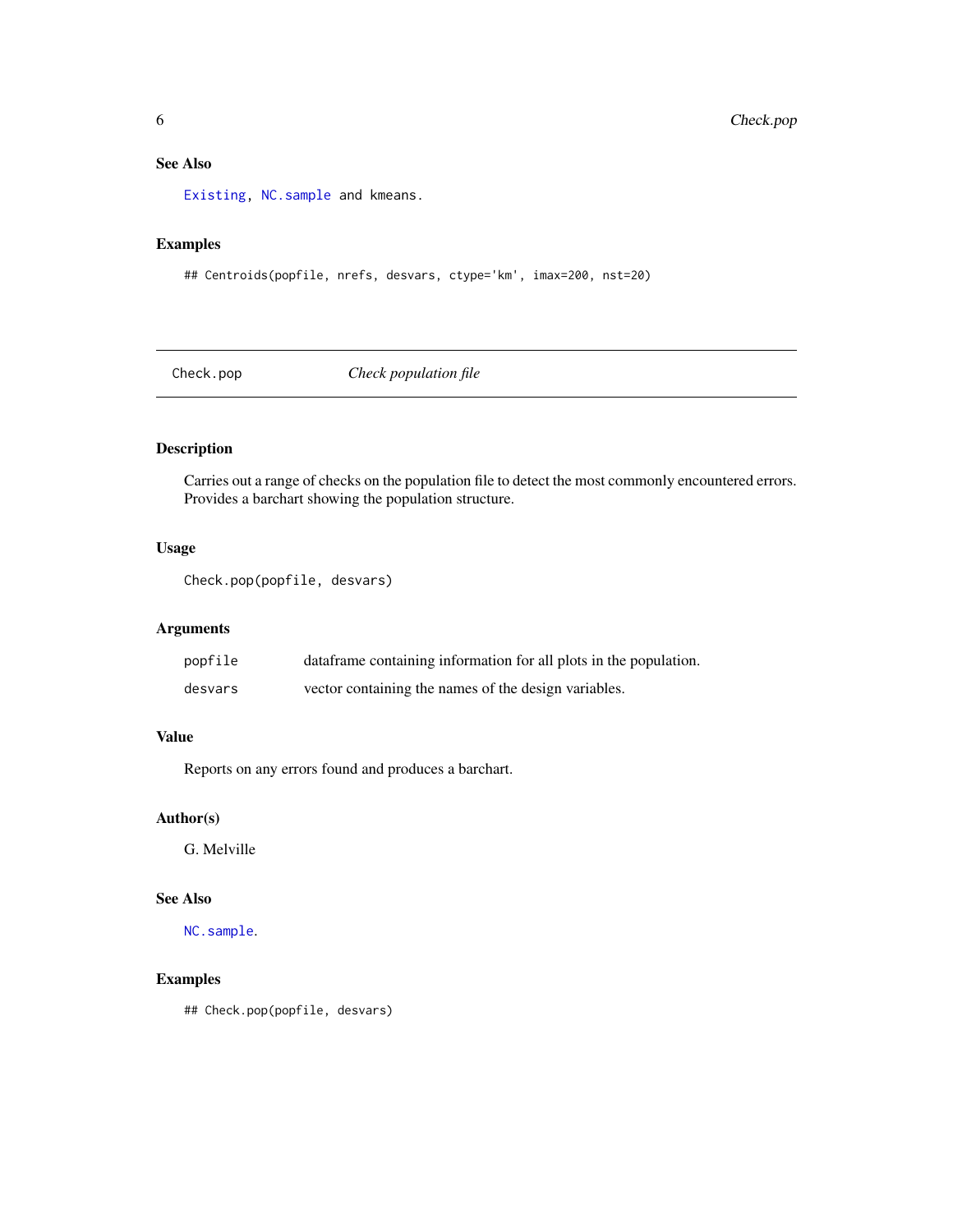### See Also

Existing, NC.sample and kmeans.

### Examples

```
## Centroids(popfile, nrefs, desvars, ctype='km', imax=200, nst=20)
```

---

## Check.pop — *Check population file*

---

### Description

Carries out a range of checks on the population file to detect the most commonly encountered errors. Provides a barchart showing the population structure.

### Usage

```
Check.pop(popfile, desvars)
```

### Arguments

| | |
|---|---|
| popfile | dataframe containing information for all plots in the population. |
| desvars | vector containing the names of the design variables. |

### Value

Reports on any errors found and produces a barchart.

### Author(s)

G. Melville

### See Also

NC.sample.

### Examples

```
## Check.pop(popfile, desvars)
```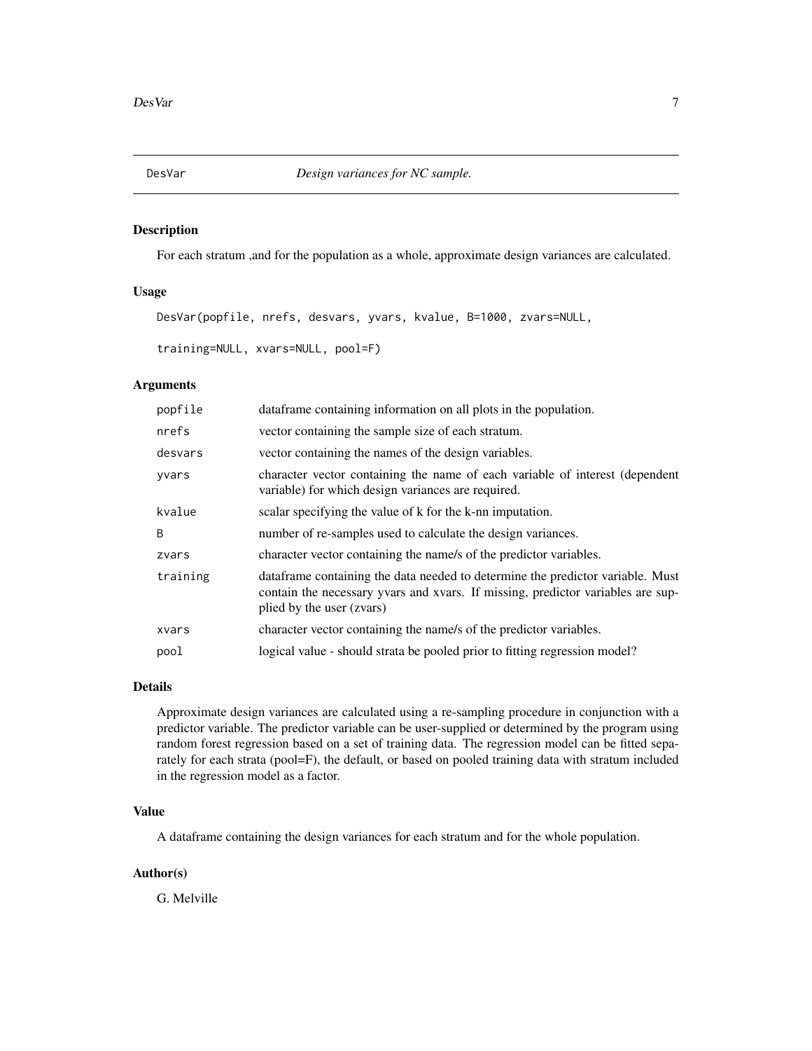DesVar *Design variances for NC sample.*

## Description

For each stratum ,and for the population as a whole, approximate design variances are calculated.

## Usage

```
DesVar(popfile, nrefs, desvars, yvars, kvalue, B=1000, zvars=NULL,

training=NULL, xvars=NULL, pool=F)
```

## Arguments

| | |
|---|---|
| popfile | dataframe containing information on all plots in the population. |
| nrefs | vector containing the sample size of each stratum. |
| desvars | vector containing the names of the design variables. |
| yvars | character vector containing the name of each variable of interest (dependent variable) for which design variances are required. |
| kvalue | scalar specifying the value of k for the k-nn imputation. |
| B | number of re-samples used to calculate the design variances. |
| zvars | character vector containing the name/s of the predictor variables. |
| training | dataframe containing the data needed to determine the predictor variable. Must contain the necessary yvars and xvars. If missing, predictor variables are supplied by the user (zvars) |
| xvars | character vector containing the name/s of the predictor variables. |
| pool | logical value - should strata be pooled prior to fitting regression model? |

## Details

Approximate design variances are calculated using a re-sampling procedure in conjunction with a predictor variable. The predictor variable can be user-supplied or determined by the program using random forest regression based on a set of training data. The regression model can be fitted separately for each strata (pool=F), the default, or based on pooled training data with stratum included in the regression model as a factor.

## Value

A dataframe containing the design variances for each stratum and for the whole population.

## Author(s)

G. Melville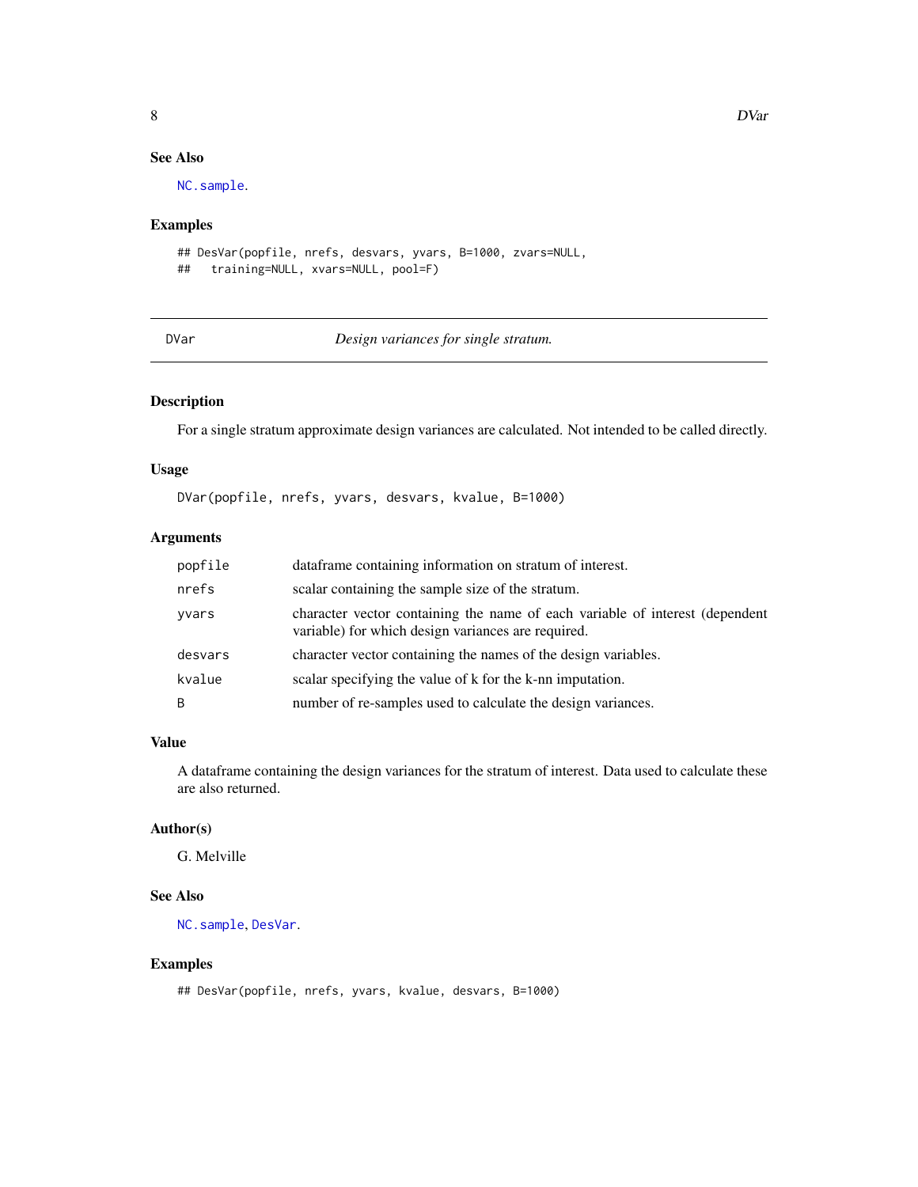## See Also

NC.sample.

## Examples

```
## DesVar(popfile, nrefs, desvars, yvars, B=1000, zvars=NULL,
##   training=NULL, xvars=NULL, pool=F)
```

---

# DVar — *Design variances for single stratum.*

---

## Description

For a single stratum approximate design variances are calculated. Not intended to be called directly.

## Usage

```
DVar(popfile, nrefs, yvars, desvars, kvalue, B=1000)
```

## Arguments

| | |
|---|---|
| popfile | dataframe containing information on stratum of interest. |
| nrefs | scalar containing the sample size of the stratum. |
| yvars | character vector containing the name of each variable of interest (dependent variable) for which design variances are required. |
| desvars | character vector containing the names of the design variables. |
| kvalue | scalar specifying the value of k for the k-nn imputation. |
| B | number of re-samples used to calculate the design variances. |

## Value

A dataframe containing the design variances for the stratum of interest. Data used to calculate these are also returned.

## Author(s)

G. Melville

## See Also

NC.sample, DesVar.

## Examples

```
## DesVar(popfile, nrefs, yvars, kvalue, desvars, B=1000)
```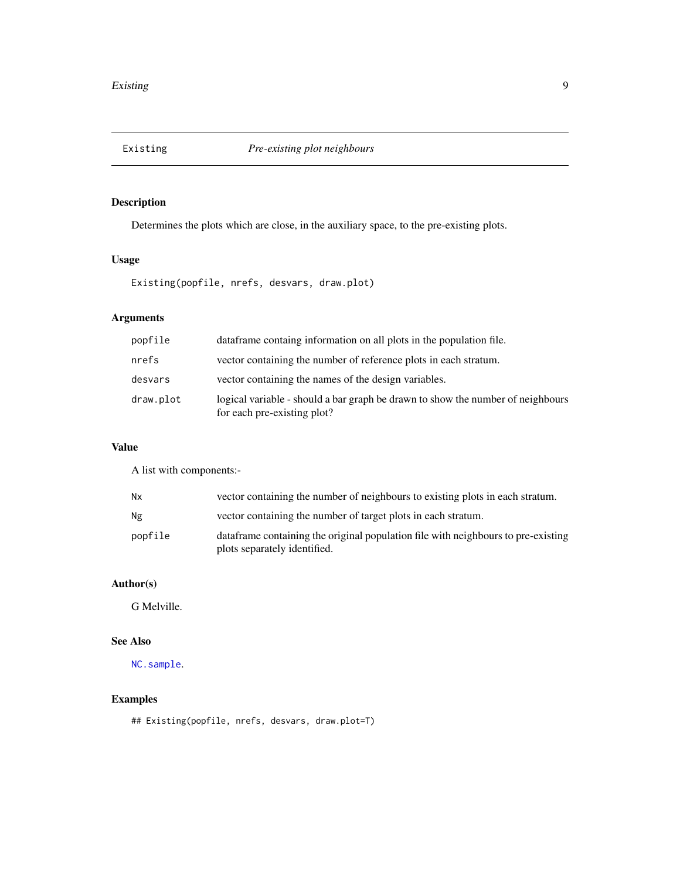## Existing — *Pre-existing plot neighbours*

### Description

Determines the plots which are close, in the auxiliary space, to the pre-existing plots.

### Usage

```
Existing(popfile, nrefs, desvars, draw.plot)
```

### Arguments

| | |
|---|---|
| `popfile` | dataframe containg information on all plots in the population file. |
| `nrefs` | vector containing the number of reference plots in each stratum. |
| `desvars` | vector containing the names of the design variables. |
| `draw.plot` | logical variable - should a bar graph be drawn to show the number of neighbours for each pre-existing plot? |

### Value

A list with components:-

| | |
|---|---|
| `Nx` | vector containing the number of neighbours to existing plots in each stratum. |
| `Ng` | vector containing the number of target plots in each stratum. |
| `popfile` | dataframe containing the original population file with neighbours to pre-existing plots separately identified. |

### Author(s)

G Melville.

### See Also

`NC.sample`.

### Examples

```
## Existing(popfile, nrefs, desvars, draw.plot=T)
```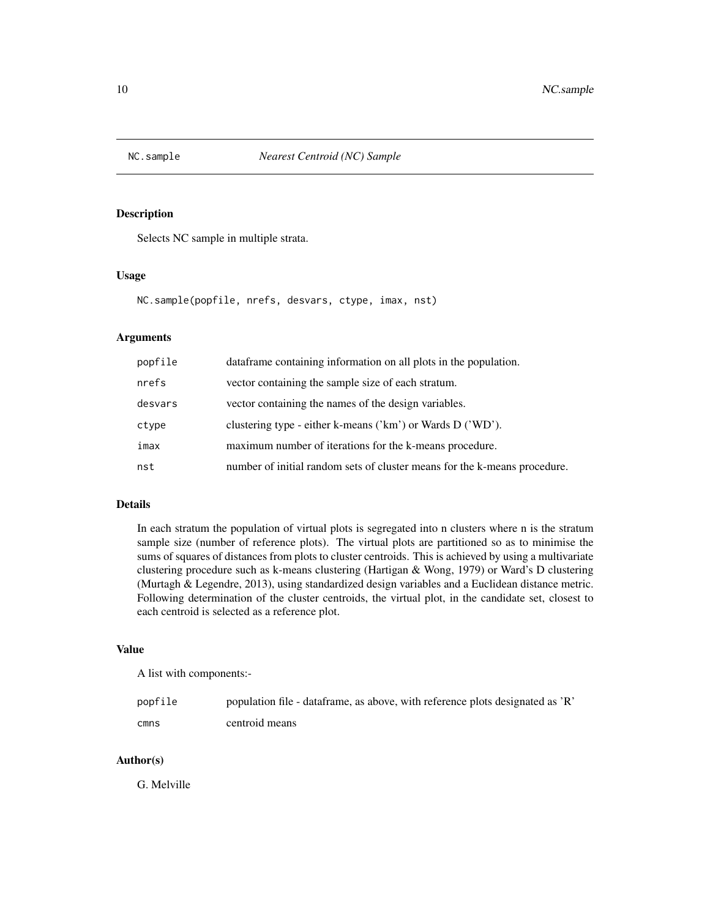# NC.sample *Nearest Centroid (NC) Sample*

## Description

Selects NC sample in multiple strata.

## Usage

```
NC.sample(popfile, nrefs, desvars, ctype, imax, nst)
```

## Arguments

| | |
|---|---|
| popfile | dataframe containing information on all plots in the population. |
| nrefs | vector containing the sample size of each stratum. |
| desvars | vector containing the names of the design variables. |
| ctype | clustering type - either k-means ('km') or Wards D ('WD'). |
| imax | maximum number of iterations for the k-means procedure. |
| nst | number of initial random sets of cluster means for the k-means procedure. |

## Details

In each stratum the population of virtual plots is segregated into n clusters where n is the stratum sample size (number of reference plots). The virtual plots are partitioned so as to minimise the sums of squares of distances from plots to cluster centroids. This is achieved by using a multivariate clustering procedure such as k-means clustering (Hartigan & Wong, 1979) or Ward's D clustering (Murtagh & Legendre, 2013), using standardized design variables and a Euclidean distance metric. Following determination of the cluster centroids, the virtual plot, in the candidate set, closest to each centroid is selected as a reference plot.

## Value

A list with components:-

| | |
|---|---|
| popfile | population file - dataframe, as above, with reference plots designated as 'R' |
| cmns | centroid means |

## Author(s)

G. Melville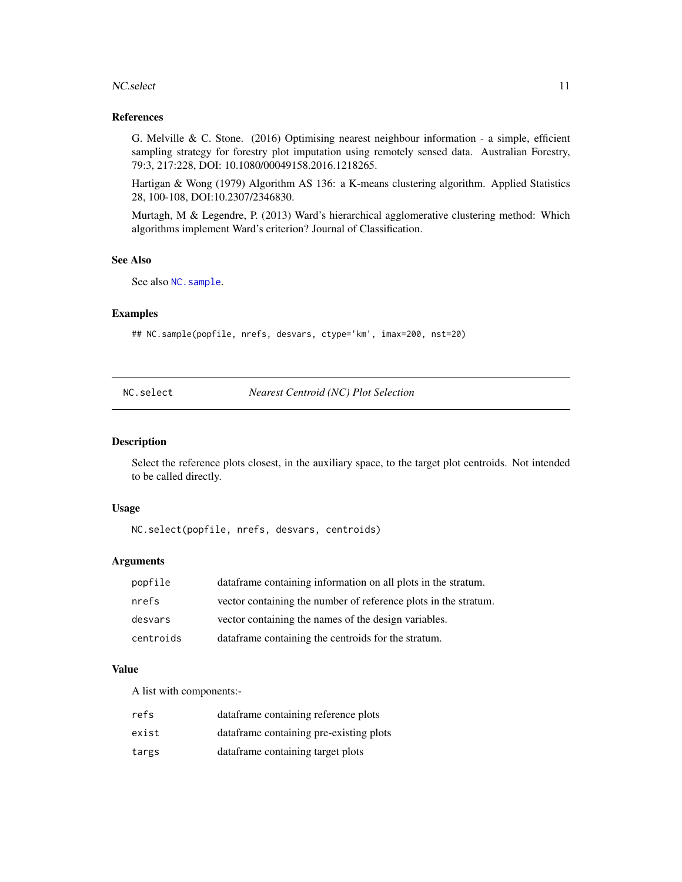### References

G. Melville & C. Stone. (2016) Optimising nearest neighbour information - a simple, efficient sampling strategy for forestry plot imputation using remotely sensed data. Australian Forestry, 79:3, 217:228, DOI: 10.1080/00049158.2016.1218265.

Hartigan & Wong (1979) Algorithm AS 136: a K-means clustering algorithm. Applied Statistics 28, 100-108, DOI:10.2307/2346830.

Murtagh, M & Legendre, P. (2013) Ward's hierarchical agglomerative clustering method: Which algorithms implement Ward's criterion? Journal of Classification.

### See Also

See also `NC.sample`.

### Examples

```
## NC.sample(popfile, nrefs, desvars, ctype='km', imax=200, nst=20)
```

---

## NC.select &nbsp;&nbsp;&nbsp;&nbsp; *Nearest Centroid (NC) Plot Selection*

### Description

Select the reference plots closest, in the auxiliary space, to the target plot centroids. Not intended to be called directly.

### Usage

```
NC.select(popfile, nrefs, desvars, centroids)
```

### Arguments

| | |
|---|---|
| `popfile` | dataframe containing information on all plots in the stratum. |
| `nrefs` | vector containing the number of reference plots in the stratum. |
| `desvars` | vector containing the names of the design variables. |
| `centroids` | dataframe containing the centroids for the stratum. |

### Value

A list with components:-

| | |
|---|---|
| `refs` | dataframe containing reference plots |
| `exist` | dataframe containing pre-existing plots |
| `targs` | dataframe containing target plots |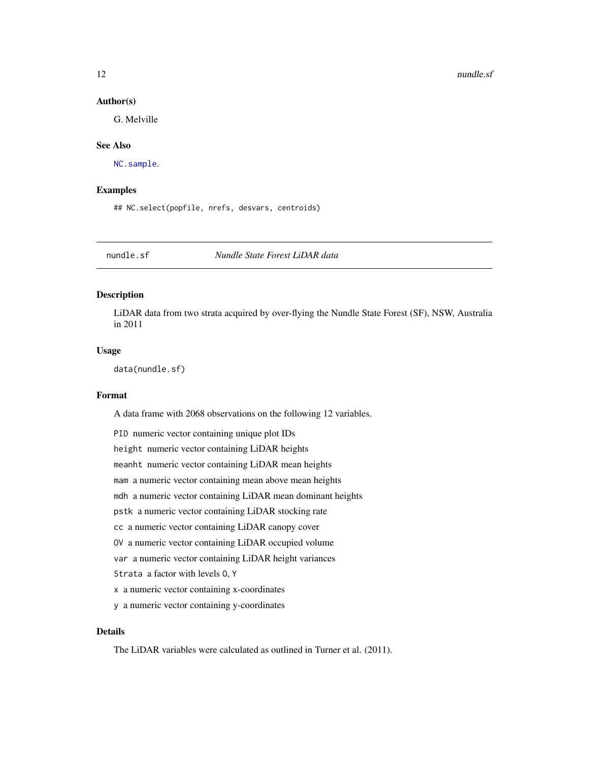### Author(s)

G. Melville

### See Also

`NC.sample`.

### Examples

```
## NC.select(popfile, nrefs, desvars, centroids)
```

---

## nundle.sf — *Nundle State Forest LiDAR data*

### Description

LiDAR data from two strata acquired by over-flying the Nundle State Forest (SF), NSW, Australia in 2011

### Usage

```
data(nundle.sf)
```

### Format

A data frame with 2068 observations on the following 12 variables.

- `PID` numeric vector containing unique plot IDs
- `height` numeric vector containing LiDAR heights
- `meanht` numeric vector containing LiDAR mean heights
- `mam` a numeric vector containing mean above mean heights
- `mdh` a numeric vector containing LiDAR mean dominant heights
- `pstk` a numeric vector containing LiDAR stocking rate
- `cc` a numeric vector containing LiDAR canopy cover
- `OV` a numeric vector containing LiDAR occupied volume
- `var` a numeric vector containing LiDAR height variances
- `Strata` a factor with levels `O`, `Y`
- `x` a numeric vector containing x-coordinates
- `y` a numeric vector containing y-coordinates

### Details

The LiDAR variables were calculated as outlined in Turner et al. (2011).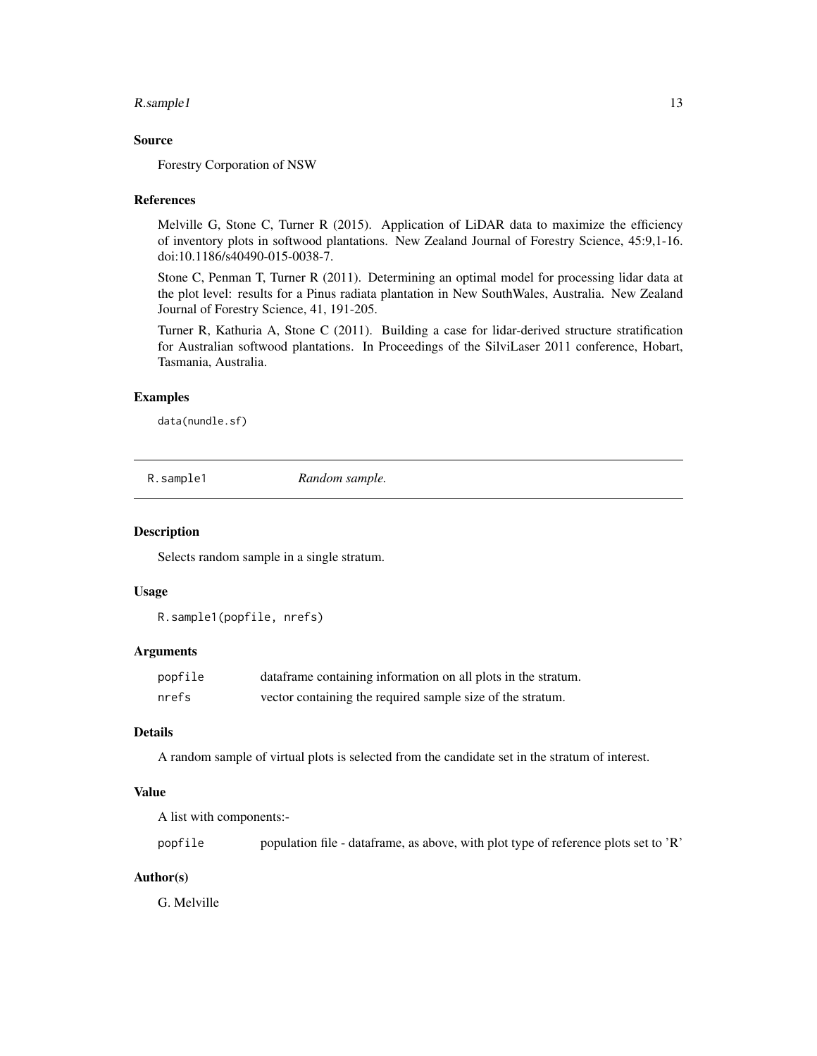### Source

Forestry Corporation of NSW

### References

Melville G, Stone C, Turner R (2015). Application of LiDAR data to maximize the efficiency of inventory plots in softwood plantations. New Zealand Journal of Forestry Science, 45:9,1-16. doi:10.1186/s40490-015-0038-7.

Stone C, Penman T, Turner R (2011). Determining an optimal model for processing lidar data at the plot level: results for a Pinus radiata plantation in New SouthWales, Australia. New Zealand Journal of Forestry Science, 41, 191-205.

Turner R, Kathuria A, Stone C (2011). Building a case for lidar-derived structure stratification for Australian softwood plantations. In Proceedings of the SilviLaser 2011 conference, Hobart, Tasmania, Australia.

### Examples

```
data(nundle.sf)
```

---

## R.sample1 *Random sample.*

### Description

Selects random sample in a single stratum.

### Usage

```
R.sample1(popfile, nrefs)
```

### Arguments

| | |
|---|---|
| popfile | dataframe containing information on all plots in the stratum. |
| nrefs | vector containing the required sample size of the stratum. |

### Details

A random sample of virtual plots is selected from the candidate set in the stratum of interest.

### Value

A list with components:-

| | |
|---|---|
| popfile | population file - dataframe, as above, with plot type of reference plots set to 'R' |

### Author(s)

G. Melville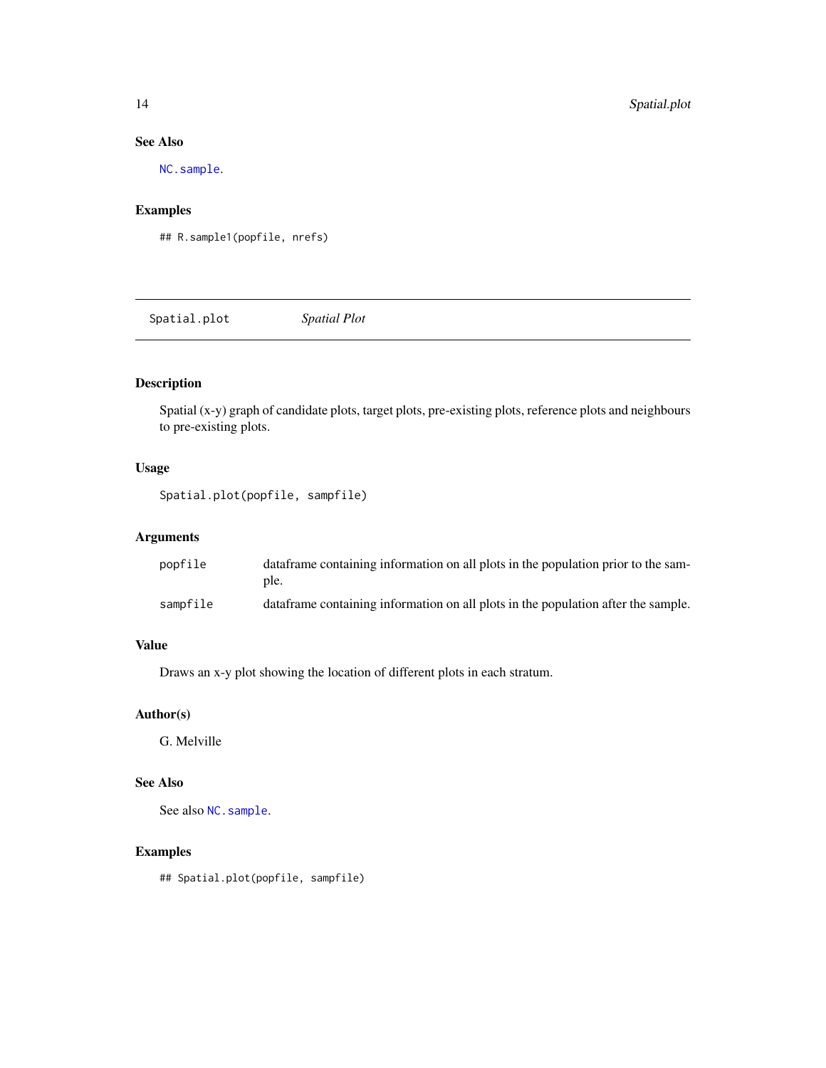### See Also

`NC.sample`.

### Examples

```
## R.sample1(popfile, nrefs)
```

---

## Spatial.plot *Spatial Plot*

---

### Description

Spatial (x-y) graph of candidate plots, target plots, pre-existing plots, reference plots and neighbours to pre-existing plots.

### Usage

```
Spatial.plot(popfile, sampfile)
```

### Arguments

| | |
|---|---|
| `popfile` | dataframe containing information on all plots in the population prior to the sample. |
| `sampfile` | dataframe containing information on all plots in the population after the sample. |

### Value

Draws an x-y plot showing the location of different plots in each stratum.

### Author(s)

G. Melville

### See Also

See also `NC.sample`.

### Examples

```
## Spatial.plot(popfile, sampfile)
```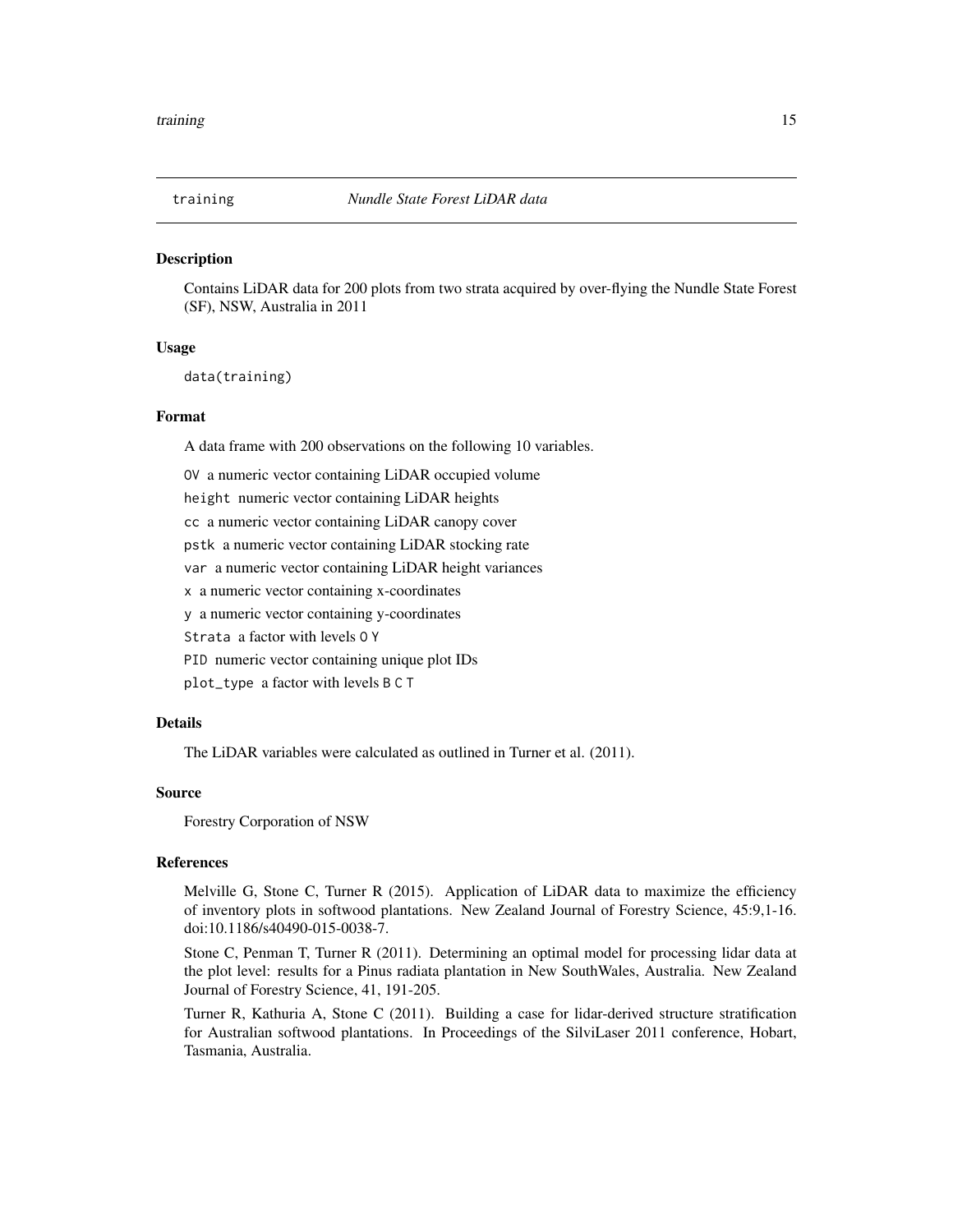# training — *Nundle State Forest LiDAR data*

## Description

Contains LiDAR data for 200 plots from two strata acquired by over-flying the Nundle State Forest (SF), NSW, Australia in 2011

## Usage

```
data(training)
```

## Format

A data frame with 200 observations on the following 10 variables.

`OV` a numeric vector containing LiDAR occupied volume

`height` numeric vector containing LiDAR heights

`cc` a numeric vector containing LiDAR canopy cover

`pstk` a numeric vector containing LiDAR stocking rate

`var` a numeric vector containing LiDAR height variances

`x` a numeric vector containing x-coordinates

`y` a numeric vector containing y-coordinates

`Strata` a factor with levels `O` `Y`

`PID` numeric vector containing unique plot IDs

`plot_type` a factor with levels `B` `C` `T`

## Details

The LiDAR variables were calculated as outlined in Turner et al. (2011).

## Source

Forestry Corporation of NSW

## References

Melville G, Stone C, Turner R (2015). Application of LiDAR data to maximize the efficiency of inventory plots in softwood plantations. New Zealand Journal of Forestry Science, 45:9,1-16. doi:10.1186/s40490-015-0038-7.

Stone C, Penman T, Turner R (2011). Determining an optimal model for processing lidar data at the plot level: results for a Pinus radiata plantation in New SouthWales, Australia. New Zealand Journal of Forestry Science, 41, 191-205.

Turner R, Kathuria A, Stone C (2011). Building a case for lidar-derived structure stratification for Australian softwood plantations. In Proceedings of the SilviLaser 2011 conference, Hobart, Tasmania, Australia.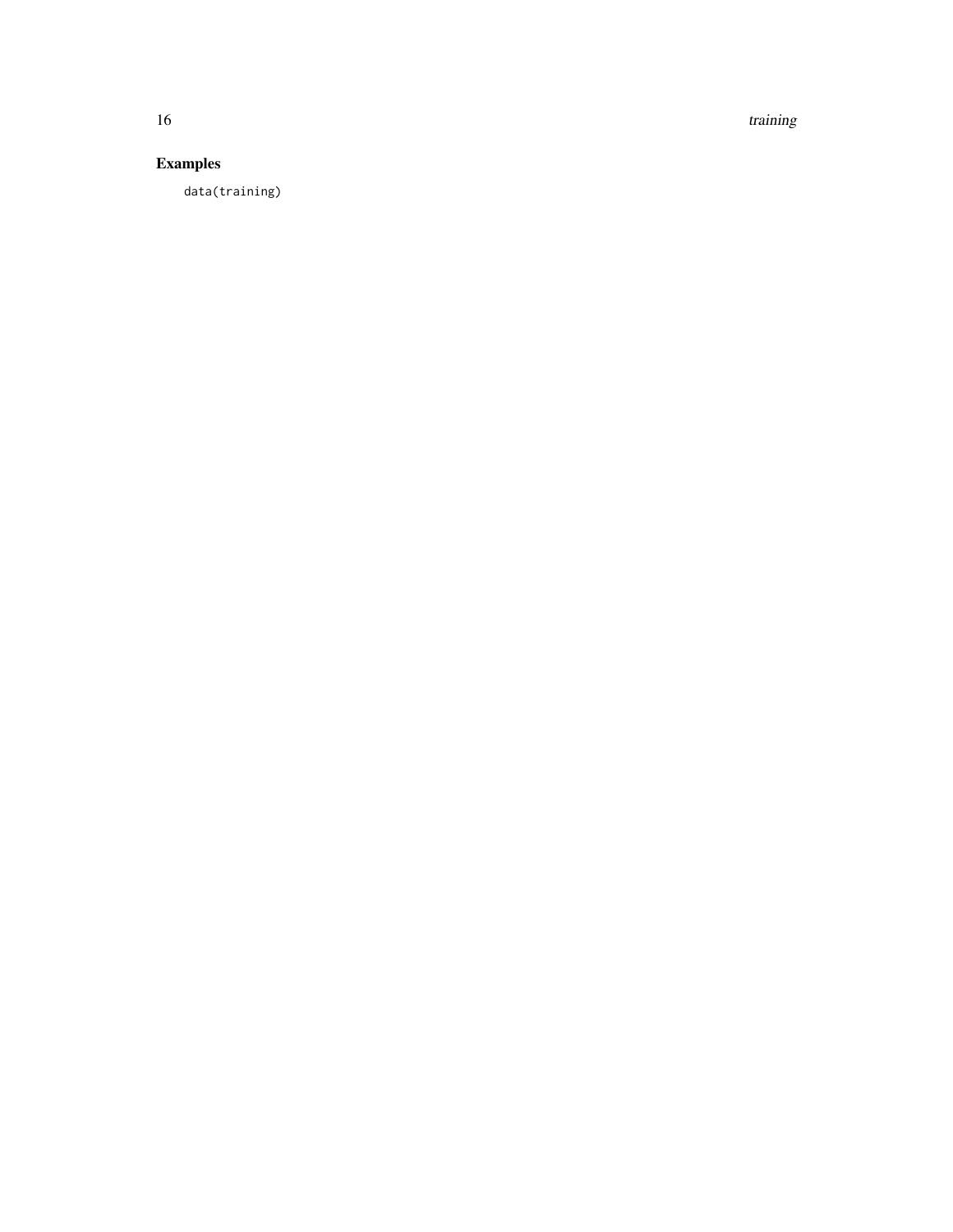### Examples

```
data(training)
```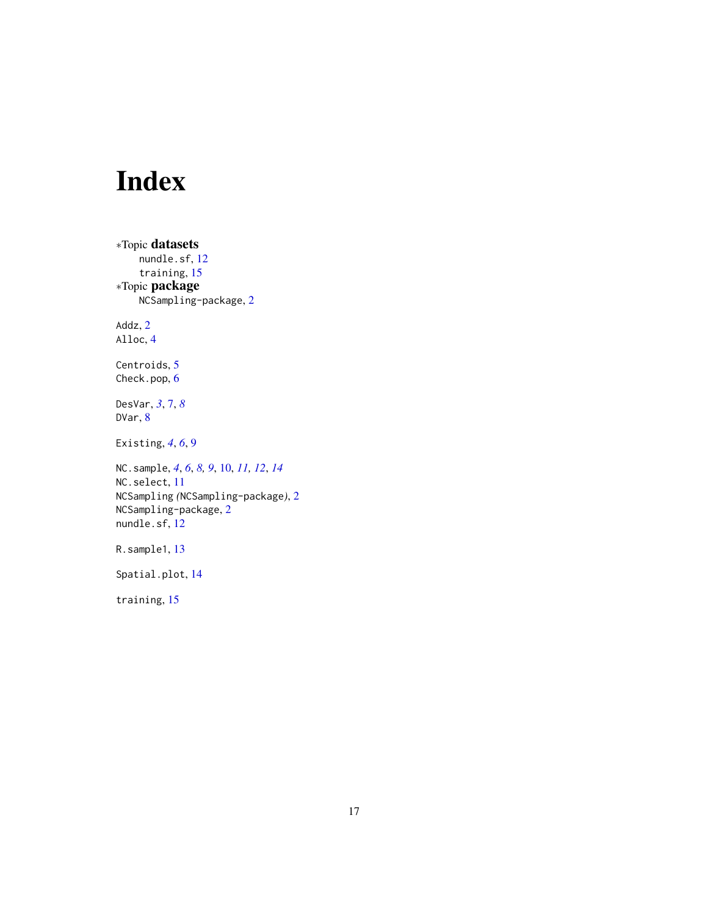# Index

*Topic **datasets**
    nundle.sf, 12
    training, 15
*Topic **package**
    NCSampling-package, 2

Addz, 2
Alloc, 4

Centroids, 5
Check.pop, 6

DesVar, *3*, 7, *8*
DVar, 8

Existing, *4*, *6*, 9

NC.sample, *4*, *6*, *8*, *9*, 10, *11*, *12*, *14*
NC.select, 11
NCSampling *(*NCSampling-package*)*, 2
NCSampling-package, 2
nundle.sf, 12

R.sample1, 13

Spatial.plot, 14

training, 15